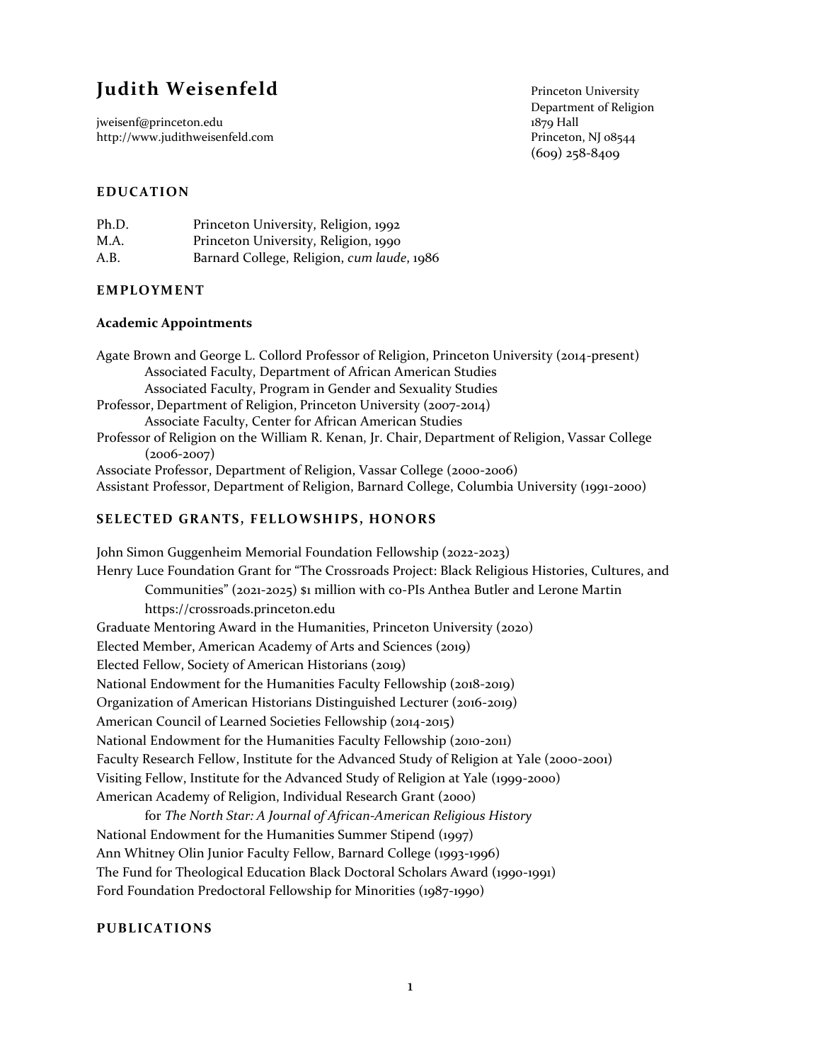# Judith Weisenfeld

jweisenf@princeton.edu
http://www.judithweisenfeld.com

Princeton University
Department of Religion
1879 Hall
Princeton, NJ 08544
(609) 258-8409

## EDUCATION

Ph.D. Princeton University, Religion, 1992
M.A. Princeton University, Religion, 1990
A.B. Barnard College, Religion, *cum laude*, 1986

## EMPLOYMENT

### Academic Appointments

Agate Brown and George L. Collord Professor of Religion, Princeton University (2014-present)
  Associated Faculty, Department of African American Studies
  Associated Faculty, Program in Gender and Sexuality Studies
Professor, Department of Religion, Princeton University (2007-2014)
  Associate Faculty, Center for African American Studies
Professor of Religion on the William R. Kenan, Jr. Chair, Department of Religion, Vassar College (2006-2007)
Associate Professor, Department of Religion, Vassar College (2000-2006)
Assistant Professor, Department of Religion, Barnard College, Columbia University (1991-2000)

## SELECTED GRANTS, FELLOWSHIPS, HONORS

John Simon Guggenheim Memorial Foundation Fellowship (2022-2023)
Henry Luce Foundation Grant for "The Crossroads Project: Black Religious Histories, Cultures, and Communities" (2021-2025) $1 million with co-PIs Anthea Butler and Lerone Martin https://crossroads.princeton.edu
Graduate Mentoring Award in the Humanities, Princeton University (2020)
Elected Member, American Academy of Arts and Sciences (2019)
Elected Fellow, Society of American Historians (2019)
National Endowment for the Humanities Faculty Fellowship (2018-2019)
Organization of American Historians Distinguished Lecturer (2016-2019)
American Council of Learned Societies Fellowship (2014-2015)
National Endowment for the Humanities Faculty Fellowship (2010-2011)
Faculty Research Fellow, Institute for the Advanced Study of Religion at Yale (2000-2001)
Visiting Fellow, Institute for the Advanced Study of Religion at Yale (1999-2000)
American Academy of Religion, Individual Research Grant (2000)
  for *The North Star: A Journal of African-American Religious History*
National Endowment for the Humanities Summer Stipend (1997)
Ann Whitney Olin Junior Faculty Fellow, Barnard College (1993-1996)
The Fund for Theological Education Black Doctoral Scholars Award (1990-1991)
Ford Foundation Predoctoral Fellowship for Minorities (1987-1990)

## PUBLICATIONS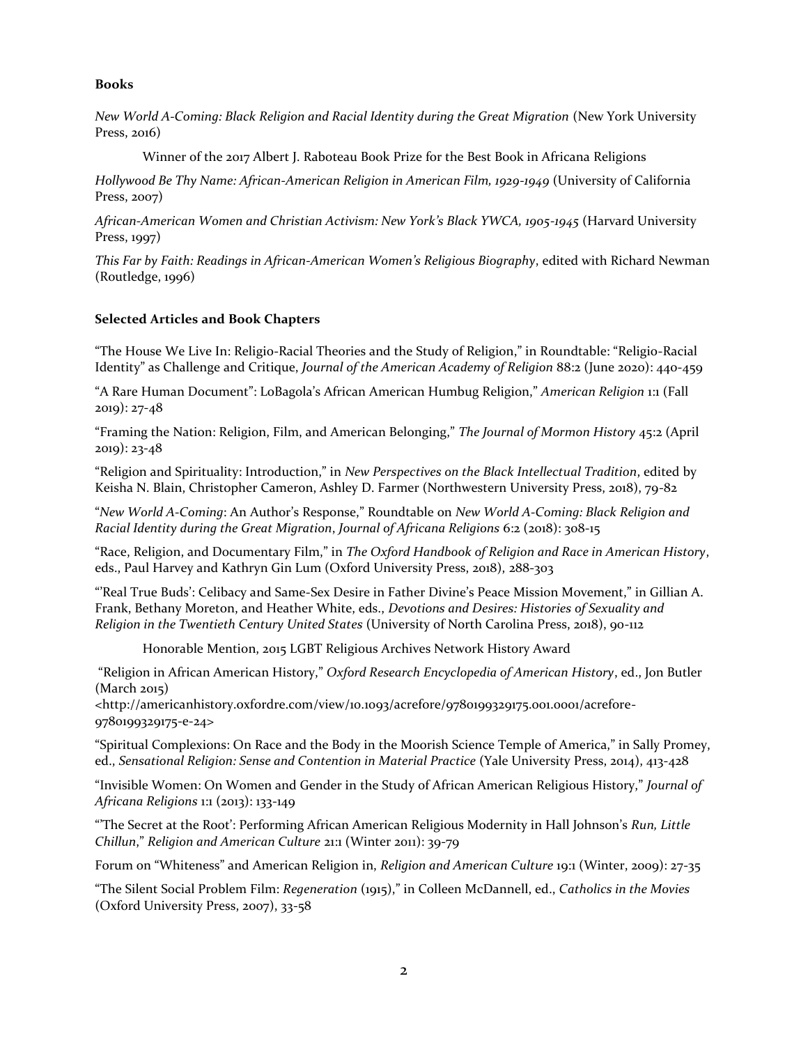**Books**

*New World A-Coming: Black Religion and Racial Identity during the Great Migration* (New York University Press, 2016)

  Winner of the 2017 Albert J. Raboteau Book Prize for the Best Book in Africana Religions

*Hollywood Be Thy Name: African-American Religion in American Film, 1929-1949* (University of California Press, 2007)

*African-American Women and Christian Activism: New York's Black YWCA, 1905-1945* (Harvard University Press, 1997)

*This Far by Faith: Readings in African-American Women's Religious Biography*, edited with Richard Newman (Routledge, 1996)

**Selected Articles and Book Chapters**

"The House We Live In: Religio-Racial Theories and the Study of Religion," in Roundtable: "Religio-Racial Identity" as Challenge and Critique, *Journal of the American Academy of Religion* 88:2 (June 2020): 440-459

"A Rare Human Document": LoBagola's African American Humbug Religion," *American Religion* 1:1 (Fall 2019): 27-48

"Framing the Nation: Religion, Film, and American Belonging," *The Journal of Mormon History* 45:2 (April 2019): 23-48

"Religion and Spirituality: Introduction," in *New Perspectives on the Black Intellectual Tradition*, edited by Keisha N. Blain, Christopher Cameron, Ashley D. Farmer (Northwestern University Press, 2018), 79-82

"*New World A-Coming*: An Author's Response," Roundtable on *New World A-Coming: Black Religion and Racial Identity during the Great Migration*, *Journal of Africana Religions* 6:2 (2018): 308-15

"Race, Religion, and Documentary Film," in *The Oxford Handbook of Religion and Race in American History*, eds., Paul Harvey and Kathryn Gin Lum (Oxford University Press, 2018), 288-303

"'Real True Buds': Celibacy and Same-Sex Desire in Father Divine's Peace Mission Movement," in Gillian A. Frank, Bethany Moreton, and Heather White, eds., *Devotions and Desires: Histories of Sexuality and Religion in the Twentieth Century United States* (University of North Carolina Press, 2018), 90-112

  Honorable Mention, 2015 LGBT Religious Archives Network History Award

"Religion in African American History," *Oxford Research Encyclopedia of American History*, ed., Jon Butler (March 2015) <http://americanhistory.oxfordre.com/view/10.1093/acrefore/9780199329175.001.0001/acrefore-9780199329175-e-24>

"Spiritual Complexions: On Race and the Body in the Moorish Science Temple of America," in Sally Promey, ed., *Sensational Religion: Sense and Contention in Material Practice* (Yale University Press, 2014), 413-428

"Invisible Women: On Women and Gender in the Study of African American Religious History," *Journal of Africana Religions* 1:1 (2013): 133-149

"'The Secret at the Root': Performing African American Religious Modernity in Hall Johnson's *Run, Little Chillun*," *Religion and American Culture* 21:1 (Winter 2011): 39-79

Forum on "Whiteness" and American Religion in, *Religion and American Culture* 19:1 (Winter, 2009): 27-35

"The Silent Social Problem Film: *Regeneration* (1915)," in Colleen McDannell, ed., *Catholics in the Movies* (Oxford University Press, 2007), 33-58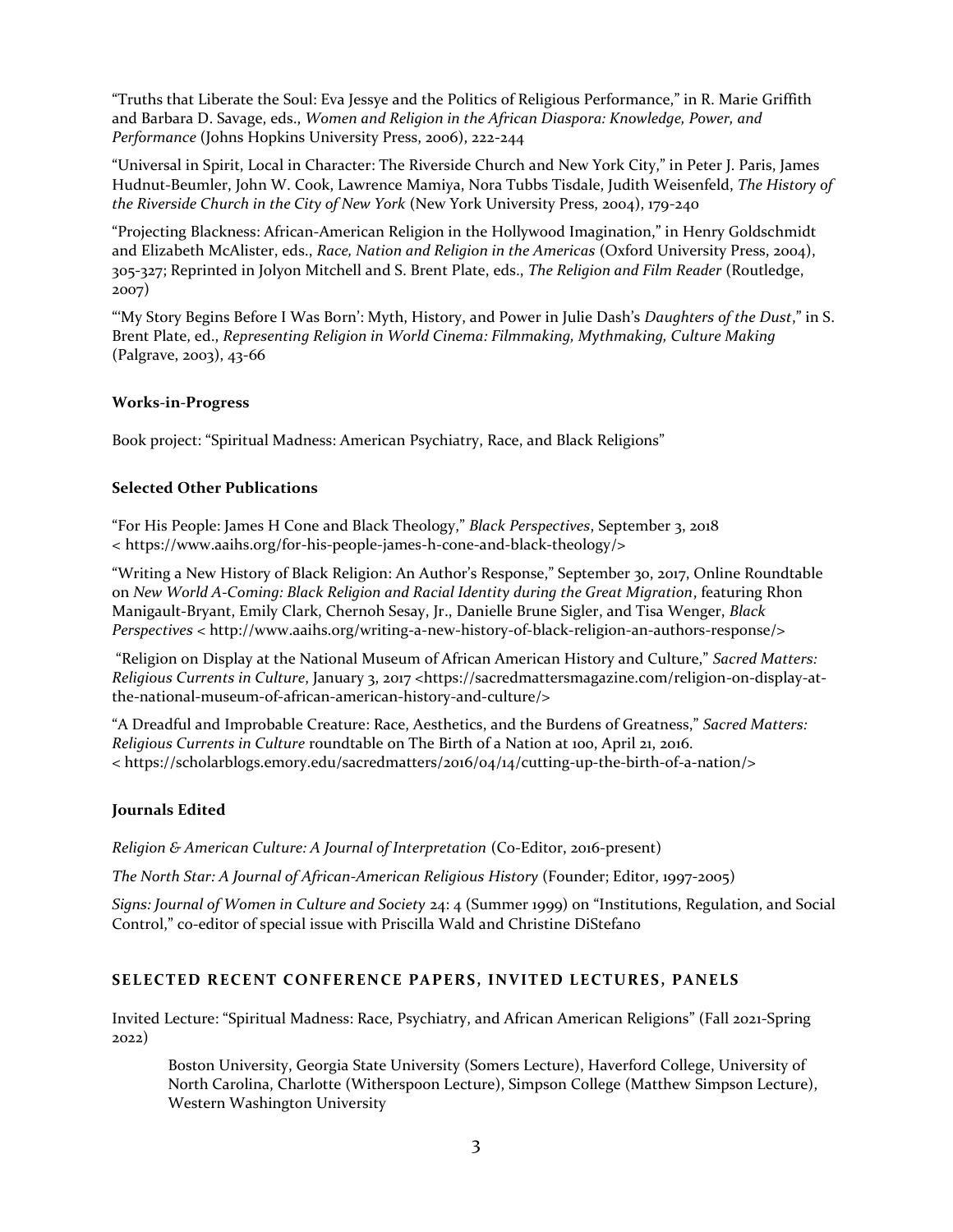"Truths that Liberate the Soul: Eva Jessye and the Politics of Religious Performance," in R. Marie Griffith and Barbara D. Savage, eds., *Women and Religion in the African Diaspora: Knowledge, Power, and Performance* (Johns Hopkins University Press, 2006), 222-244

"Universal in Spirit, Local in Character: The Riverside Church and New York City," in Peter J. Paris, James Hudnut-Beumler, John W. Cook, Lawrence Mamiya, Nora Tubbs Tisdale, Judith Weisenfeld, *The History of the Riverside Church in the City of New York* (New York University Press, 2004), 179-240

"Projecting Blackness: African-American Religion in the Hollywood Imagination," in Henry Goldschmidt and Elizabeth McAlister, eds., *Race, Nation and Religion in the Americas* (Oxford University Press, 2004), 305-327; Reprinted in Jolyon Mitchell and S. Brent Plate, eds., *The Religion and Film Reader* (Routledge, 2007)

"'My Story Begins Before I Was Born': Myth, History, and Power in Julie Dash's *Daughters of the Dust*," in S. Brent Plate, ed., *Representing Religion in World Cinema: Filmmaking, Mythmaking, Culture Making* (Palgrave, 2003), 43-66

**Works-in-Progress**

Book project: "Spiritual Madness: American Psychiatry, Race, and Black Religions"

**Selected Other Publications**

"For His People: James H Cone and Black Theology," *Black Perspectives*, September 3, 2018 < https://www.aaihs.org/for-his-people-james-h-cone-and-black-theology/>

"Writing a New History of Black Religion: An Author's Response," September 30, 2017, Online Roundtable on *New World A-Coming: Black Religion and Racial Identity during the Great Migration*, featuring Rhon Manigault-Bryant, Emily Clark, Chernoh Sesay, Jr., Danielle Brune Sigler, and Tisa Wenger, *Black Perspectives* < http://www.aaihs.org/writing-a-new-history-of-black-religion-an-authors-response/>

"Religion on Display at the National Museum of African American History and Culture," *Sacred Matters: Religious Currents in Culture*, January 3, 2017 <https://sacredmattersmagazine.com/religion-on-display-at-the-national-museum-of-african-american-history-and-culture/>

"A Dreadful and Improbable Creature: Race, Aesthetics, and the Burdens of Greatness," *Sacred Matters: Religious Currents in Culture* roundtable on The Birth of a Nation at 100, April 21, 2016. < https://scholarblogs.emory.edu/sacredmatters/2016/04/14/cutting-up-the-birth-of-a-nation/>

**Journals Edited**

*Religion & American Culture: A Journal of Interpretation* (Co-Editor, 2016-present)

*The North Star: A Journal of African-American Religious History* (Founder; Editor, 1997-2005)

*Signs: Journal of Women in Culture and Society* 24: 4 (Summer 1999) on "Institutions, Regulation, and Social Control," co-editor of special issue with Priscilla Wald and Christine DiStefano

## SELECTED RECENT CONFERENCE PAPERS, INVITED LECTURES, PANELS

Invited Lecture: "Spiritual Madness: Race, Psychiatry, and African American Religions" (Fall 2021-Spring 2022)

Boston University, Georgia State University (Somers Lecture), Haverford College, University of North Carolina, Charlotte (Witherspoon Lecture), Simpson College (Matthew Simpson Lecture), Western Washington University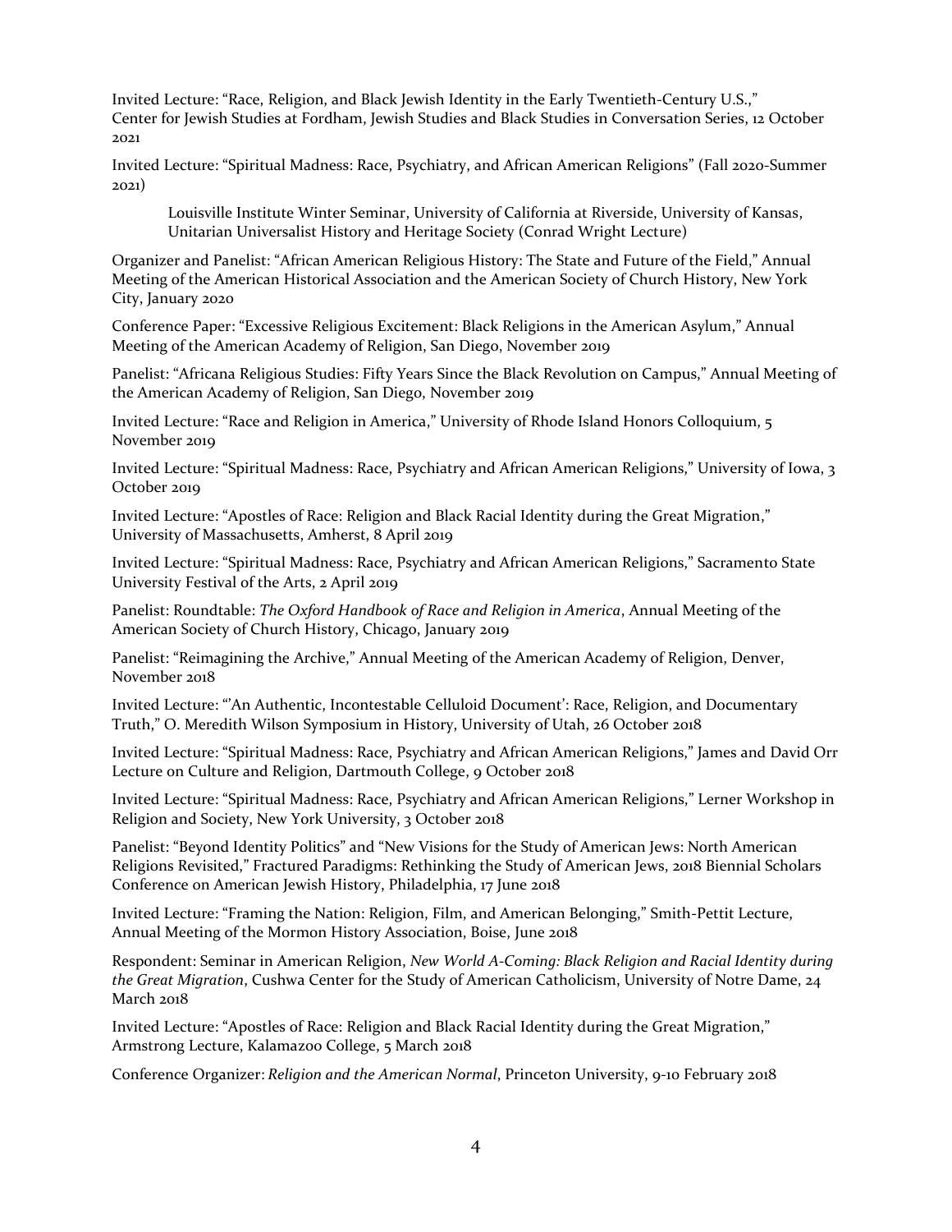Invited Lecture: "Race, Religion, and Black Jewish Identity in the Early Twentieth-Century U.S.," Center for Jewish Studies at Fordham, Jewish Studies and Black Studies in Conversation Series, 12 October 2021

Invited Lecture: "Spiritual Madness: Race, Psychiatry, and African American Religions" (Fall 2020-Summer 2021)

> Louisville Institute Winter Seminar, University of California at Riverside, University of Kansas, Unitarian Universalist History and Heritage Society (Conrad Wright Lecture)

Organizer and Panelist: "African American Religious History: The State and Future of the Field," Annual Meeting of the American Historical Association and the American Society of Church History, New York City, January 2020

Conference Paper: "Excessive Religious Excitement: Black Religions in the American Asylum," Annual Meeting of the American Academy of Religion, San Diego, November 2019

Panelist: "Africana Religious Studies: Fifty Years Since the Black Revolution on Campus," Annual Meeting of the American Academy of Religion, San Diego, November 2019

Invited Lecture: "Race and Religion in America," University of Rhode Island Honors Colloquium, 5 November 2019

Invited Lecture: "Spiritual Madness: Race, Psychiatry and African American Religions," University of Iowa, 3 October 2019

Invited Lecture: "Apostles of Race: Religion and Black Racial Identity during the Great Migration," University of Massachusetts, Amherst, 8 April 2019

Invited Lecture: "Spiritual Madness: Race, Psychiatry and African American Religions," Sacramento State University Festival of the Arts, 2 April 2019

Panelist: Roundtable: *The Oxford Handbook of Race and Religion in America*, Annual Meeting of the American Society of Church History, Chicago, January 2019

Panelist: "Reimagining the Archive," Annual Meeting of the American Academy of Religion, Denver, November 2018

Invited Lecture: "'An Authentic, Incontestable Celluloid Document': Race, Religion, and Documentary Truth," O. Meredith Wilson Symposium in History, University of Utah, 26 October 2018

Invited Lecture: "Spiritual Madness: Race, Psychiatry and African American Religions," James and David Orr Lecture on Culture and Religion, Dartmouth College, 9 October 2018

Invited Lecture: "Spiritual Madness: Race, Psychiatry and African American Religions," Lerner Workshop in Religion and Society, New York University, 3 October 2018

Panelist: "Beyond Identity Politics" and "New Visions for the Study of American Jews: North American Religions Revisited," Fractured Paradigms: Rethinking the Study of American Jews, 2018 Biennial Scholars Conference on American Jewish History, Philadelphia, 17 June 2018

Invited Lecture: "Framing the Nation: Religion, Film, and American Belonging," Smith-Pettit Lecture, Annual Meeting of the Mormon History Association, Boise, June 2018

Respondent: Seminar in American Religion, *New World A-Coming: Black Religion and Racial Identity during the Great Migration*, Cushwa Center for the Study of American Catholicism, University of Notre Dame, 24 March 2018

Invited Lecture: "Apostles of Race: Religion and Black Racial Identity during the Great Migration," Armstrong Lecture, Kalamazoo College, 5 March 2018

Conference Organizer: *Religion and the American Normal*, Princeton University, 9-10 February 2018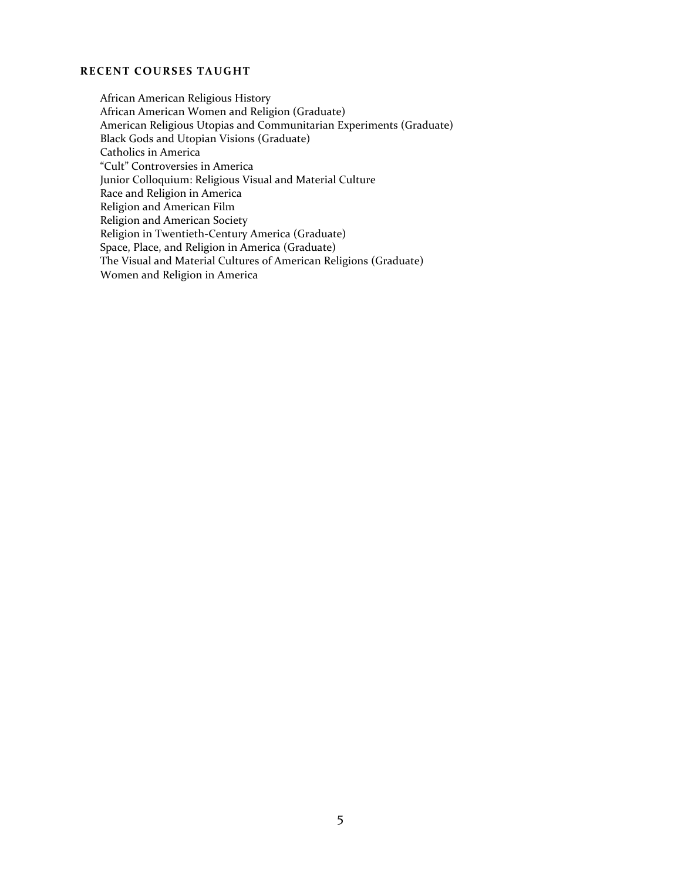## RECENT COURSES TAUGHT

African American Religious History
African American Women and Religion (Graduate)
American Religious Utopias and Communitarian Experiments (Graduate)
Black Gods and Utopian Visions (Graduate)
Catholics in America
"Cult" Controversies in America
Junior Colloquium: Religious Visual and Material Culture
Race and Religion in America
Religion and American Film
Religion and American Society
Religion in Twentieth-Century America (Graduate)
Space, Place, and Religion in America (Graduate)
The Visual and Material Cultures of American Religions (Graduate)
Women and Religion in America